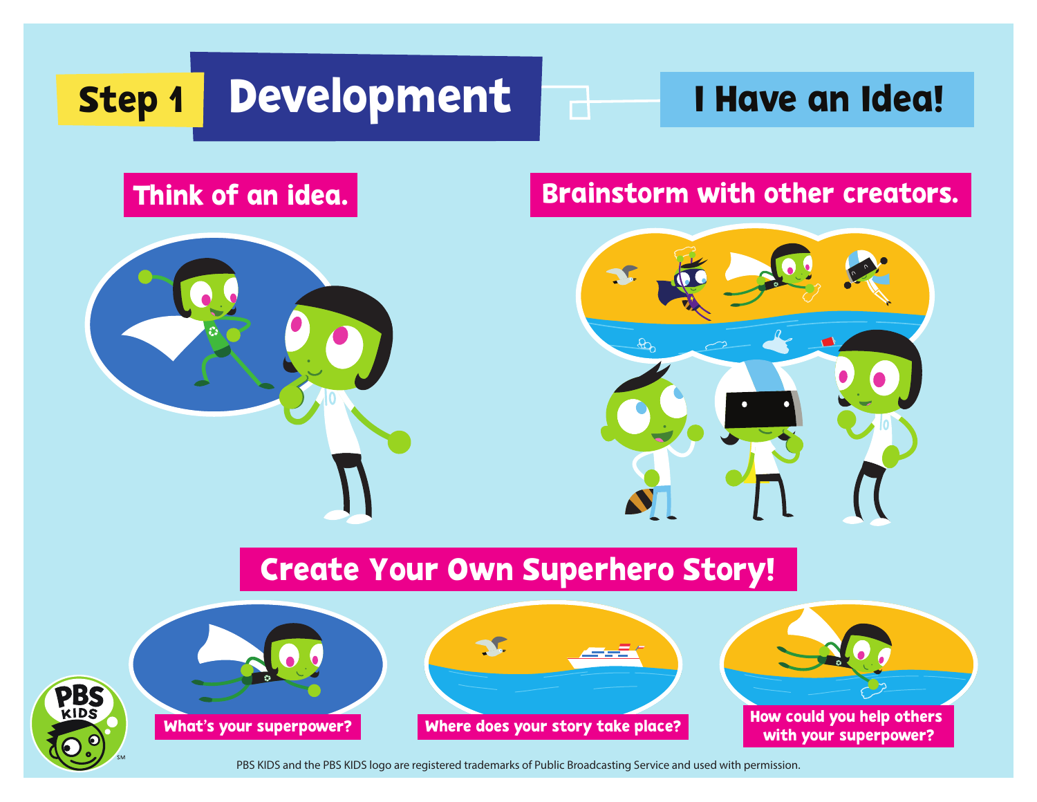# Step 1 Development

## I Have an Idea!

### Think of an idea.

### Brainstorm with other creators.

## Create Your Own Superhero Story!

**What's your superpower?**

**Where does your story take place?**

**How could you help others with your superpower?**

PBS KIDS and the PBS KIDS logo are registered trademarks of Public Broadcasting Service and used with permission.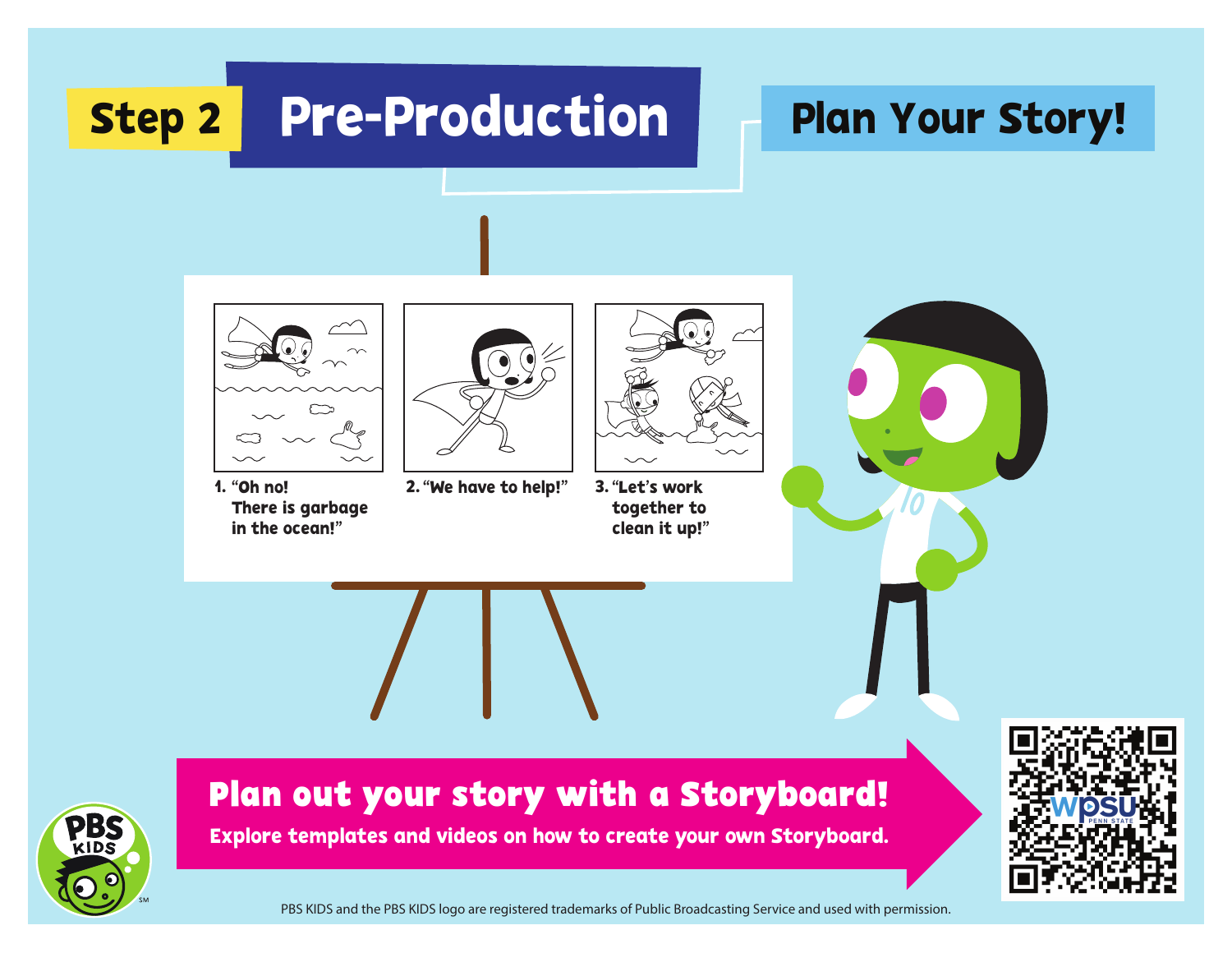# Step 2 Pre-Production

## Plan Your Story!

1. "Oh no! There is garbage in the ocean!"
2. "We have to help!"
3. "Let's work together to clean it up!"

**Plan out your story with a Storyboard!**

**Explore templates and videos on how to create your own Storyboard.**

PBS KIDS and the PBS KIDS logo are registered trademarks of Public Broadcasting Service and used with permission.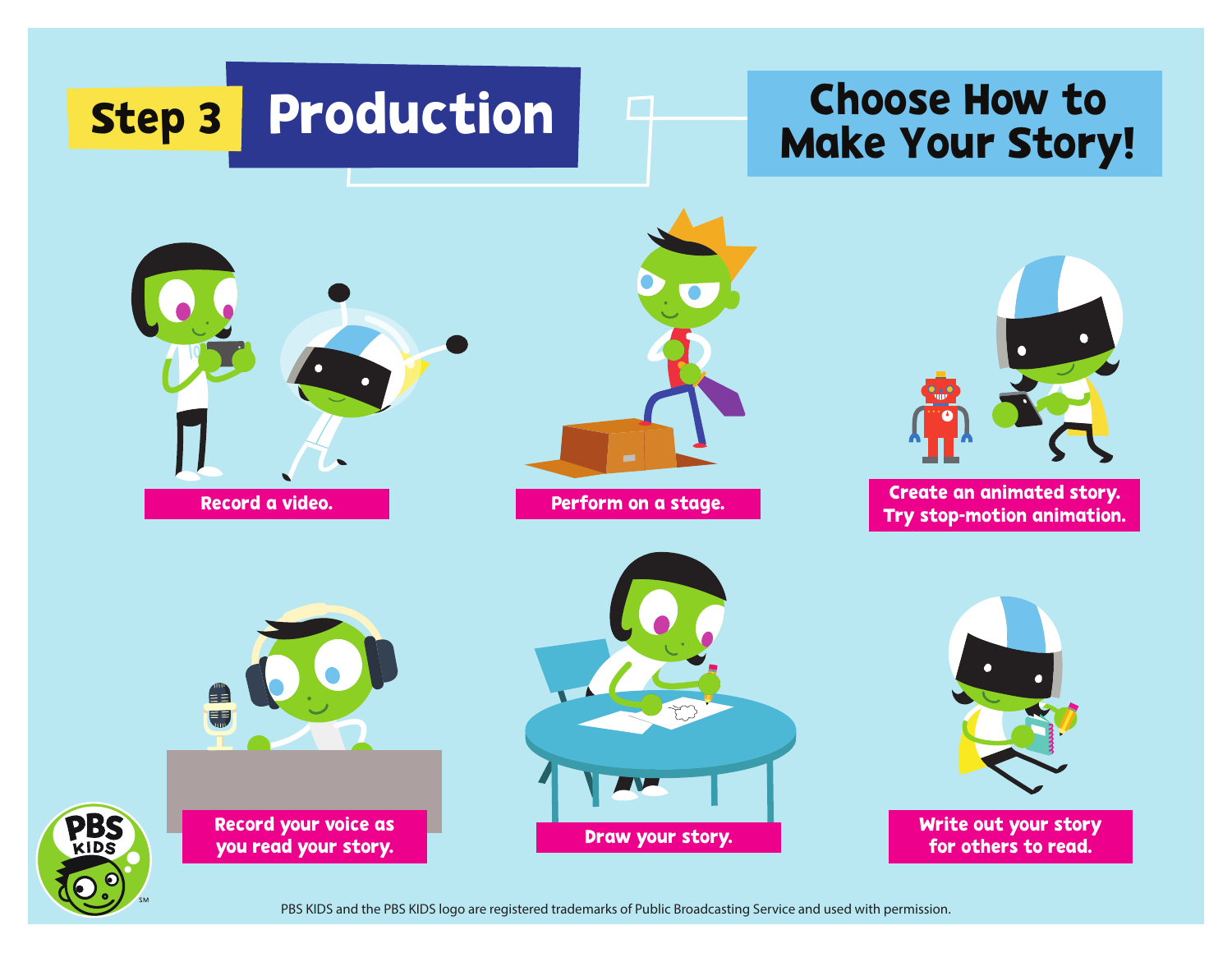# Step 3 Production

## Choose How to Make Your Story!

- Record a video.
- Perform on a stage.
- Create an animated story. Try stop-motion animation.
- Record your voice as you read your story.
- Draw your story.
- Write out your story for others to read.

PBS KIDS and the PBS KIDS logo are registered trademarks of Public Broadcasting Service and used with permission.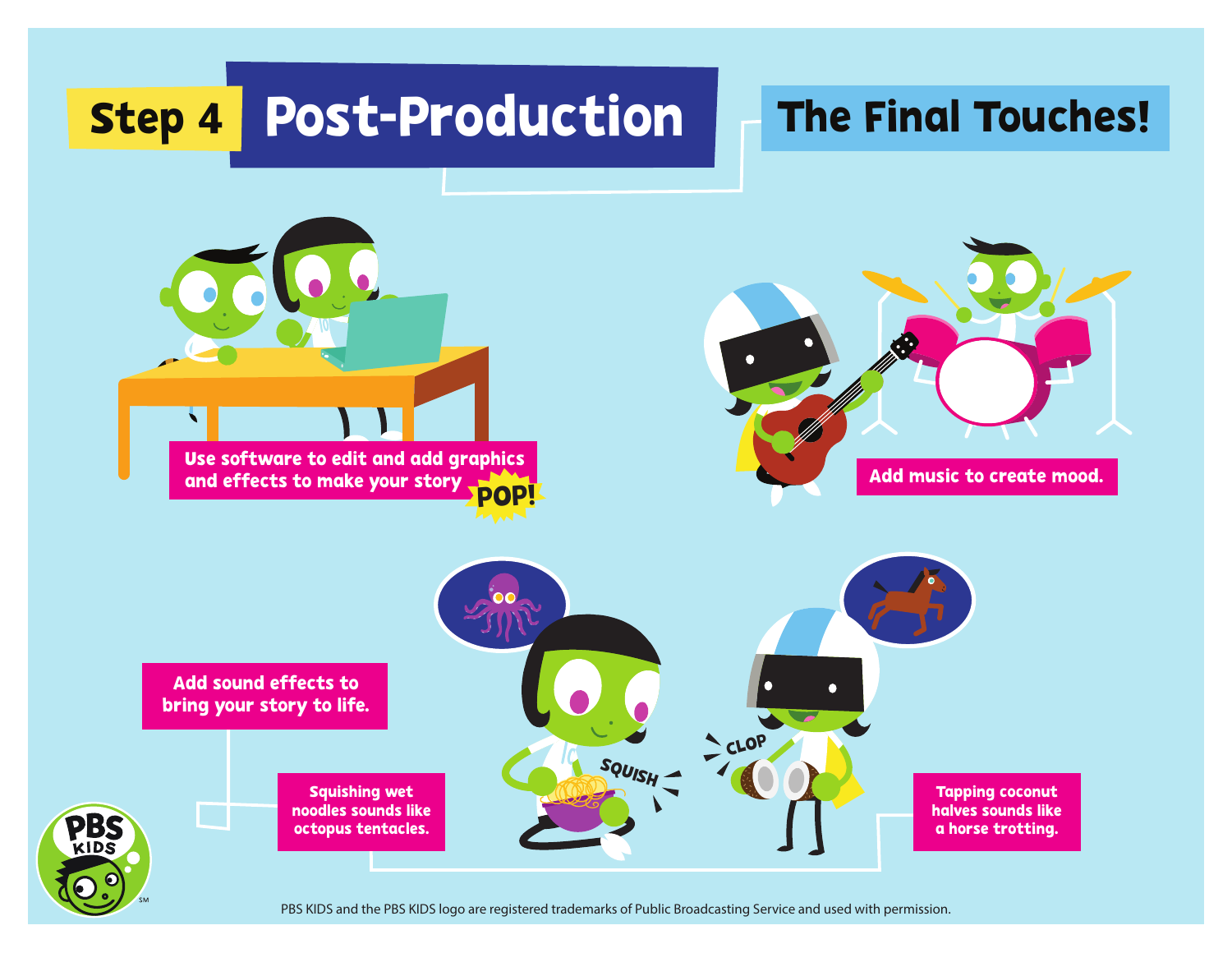# Step 4 Post-Production

## The Final Touches!

Use software to edit and add graphics and effects to make your story POP!

Add music to create mood.

Add sound effects to bring your story to life.

Squishing wet noodles sounds like octopus tentacles.

SQUISH

CLOP

Tapping coconut halves sounds like a horse trotting.

PBS KIDS and the PBS KIDS logo are registered trademarks of Public Broadcasting Service and used with permission.